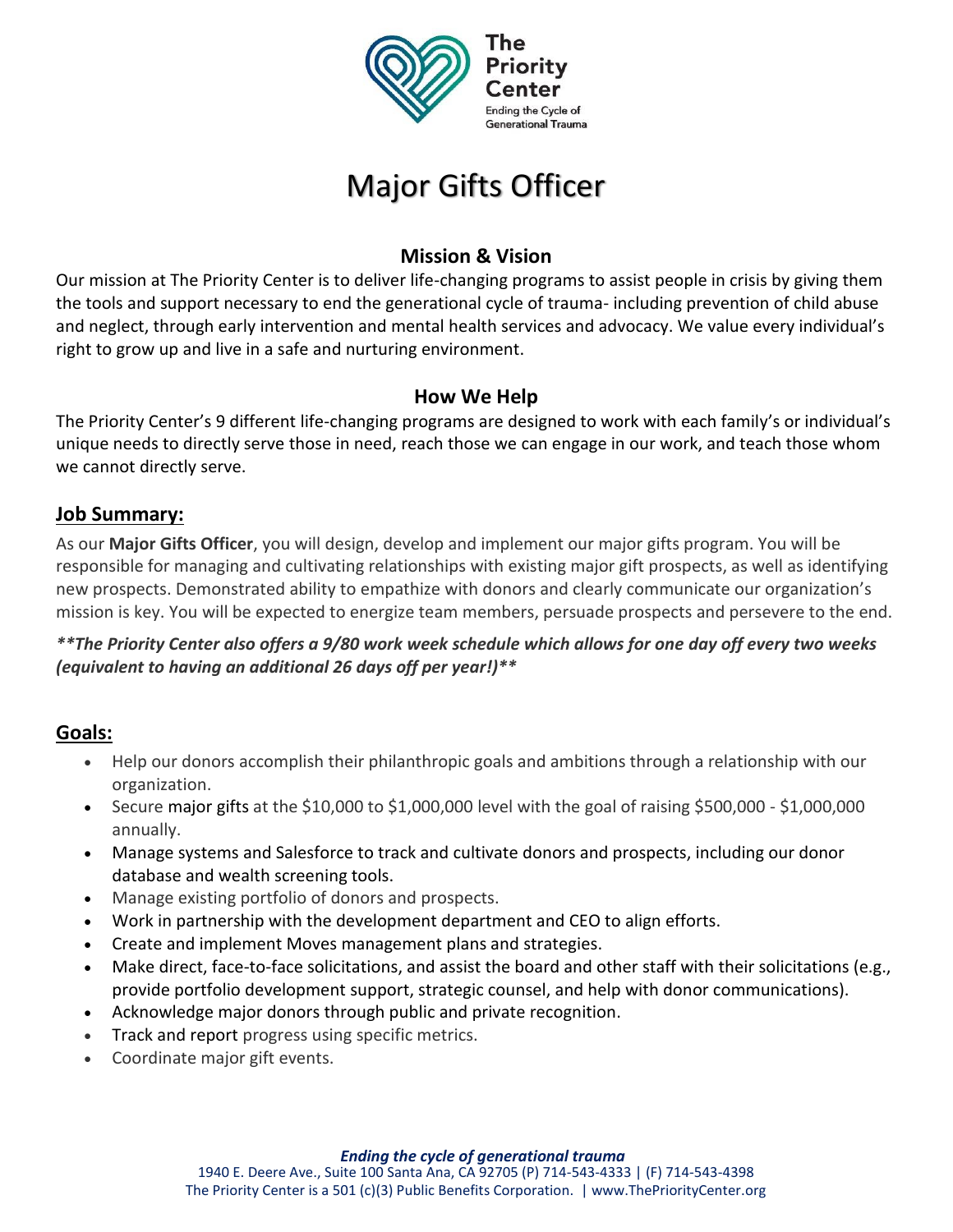The Priority Center

Ending the Cycle of Generational Trauma

# Major Gifts Officer

## Mission & Vision

Our mission at The Priority Center is to deliver life-changing programs to assist people in crisis by giving them the tools and support necessary to end the generational cycle of trauma- including prevention of child abuse and neglect, through early intervention and mental health services and advocacy. We value every individual's right to grow up and live in a safe and nurturing environment.

## How We Help

The Priority Center's 9 different life-changing programs are designed to work with each family's or individual's unique needs to directly serve those in need, reach those we can engage in our work, and teach those whom we cannot directly serve.

## Job Summary:

As our **Major Gifts Officer**, you will design, develop and implement our major gifts program. You will be responsible for managing and cultivating relationships with existing major gift prospects, as well as identifying new prospects. Demonstrated ability to empathize with donors and clearly communicate our organization's mission is key. You will be expected to energize team members, persuade prospects and persevere to the end.

***\*\*The Priority Center also offers a 9/80 work week schedule which allows for one day off every two weeks (equivalent to having an additional 26 days off per year!)\*\****

## Goals:

- Help our donors accomplish their philanthropic goals and ambitions through a relationship with our organization.
- Secure major gifts at the $10,000 to $1,000,000 level with the goal of raising $500,000 - $1,000,000 annually.
- Manage systems and Salesforce to track and cultivate donors and prospects, including our donor database and wealth screening tools.
- Manage existing portfolio of donors and prospects.
- Work in partnership with the development department and CEO to align efforts.
- Create and implement Moves management plans and strategies.
- Make direct, face-to-face solicitations, and assist the board and other staff with their solicitations (e.g., provide portfolio development support, strategic counsel, and help with donor communications).
- Acknowledge major donors through public and private recognition.
- Track and report progress using specific metrics.
- Coordinate major gift events.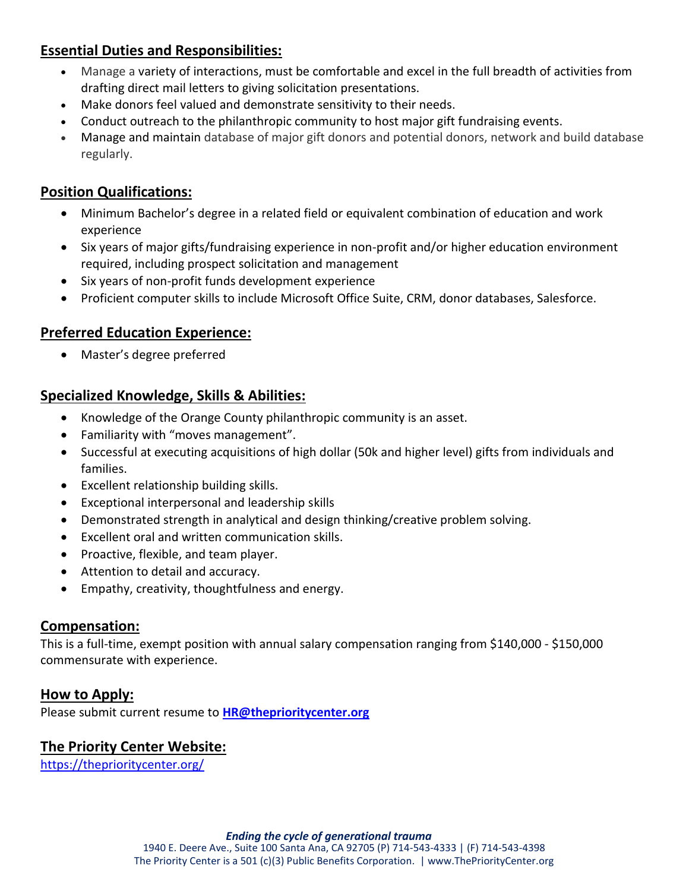## Essential Duties and Responsibilities:

- Manage a variety of interactions, must be comfortable and excel in the full breadth of activities from drafting direct mail letters to giving solicitation presentations.
- Make donors feel valued and demonstrate sensitivity to their needs.
- Conduct outreach to the philanthropic community to host major gift fundraising events.
- Manage and maintain database of major gift donors and potential donors, network and build database regularly.

## Position Qualifications:

- Minimum Bachelor's degree in a related field or equivalent combination of education and work experience
- Six years of major gifts/fundraising experience in non-profit and/or higher education environment required, including prospect solicitation and management
- Six years of non-profit funds development experience
- Proficient computer skills to include Microsoft Office Suite, CRM, donor databases, Salesforce.

## Preferred Education Experience:

- Master's degree preferred

## Specialized Knowledge, Skills & Abilities:

- Knowledge of the Orange County philanthropic community is an asset.
- Familiarity with "moves management".
- Successful at executing acquisitions of high dollar (50k and higher level) gifts from individuals and families.
- Excellent relationship building skills.
- Exceptional interpersonal and leadership skills
- Demonstrated strength in analytical and design thinking/creative problem solving.
- Excellent oral and written communication skills.
- Proactive, flexible, and team player.
- Attention to detail and accuracy.
- Empathy, creativity, thoughtfulness and energy.

## Compensation:

This is a full-time, exempt position with annual salary compensation ranging from $140,000 - $150,000 commensurate with experience.

## How to Apply:

Please submit current resume to **HR@thepriorityce nter.org**

## The Priority Center Website:

https://thepriorityce nter.org/

***Ending the cycle of generational trauma***

1940 E. Deere Ave., Suite 100 Santa Ana, CA 92705 (P) 714-543-4333 | (F) 714-543-4398

The Priority Center is a 501 (c)(3) Public Benefits Corporation. | www.ThePriorityCenter.org